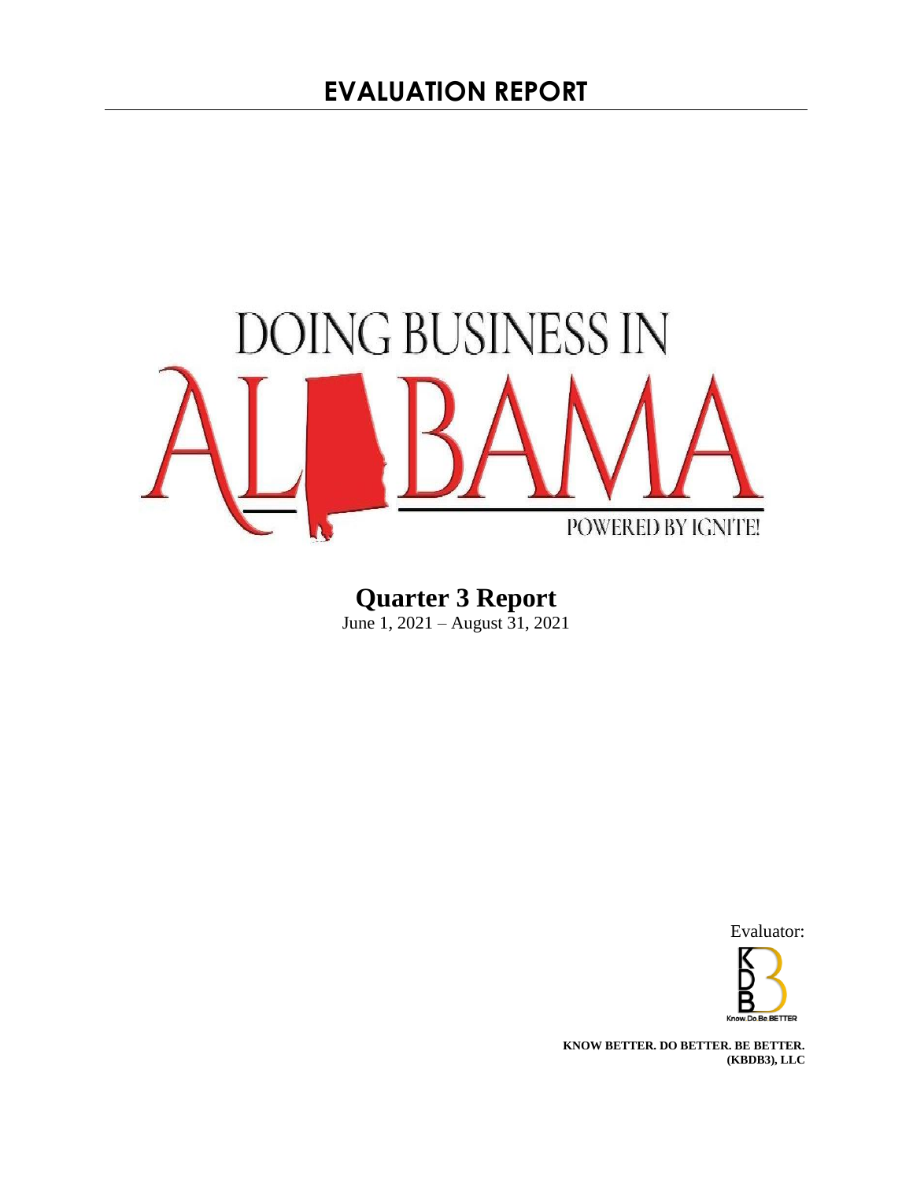# EVALUATION REPORT

DOING BUSINESS IN ALABAMA

POWERED BY IGNITE!

**Quarter 3 Report**

June 1, 2021 – August 31, 2021

Evaluator:

**KNOW BETTER. DO BETTER. BE BETTER. (KBDB3), LLC**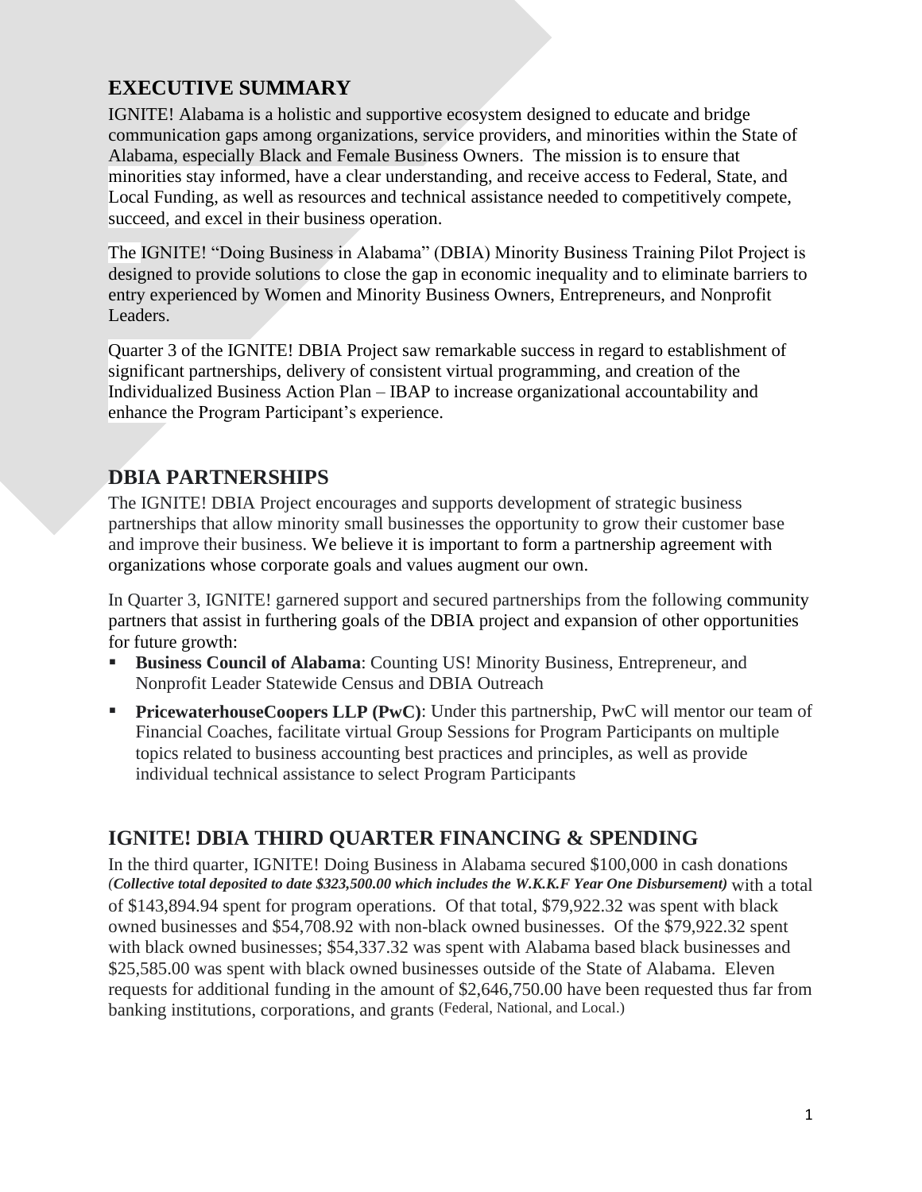## EXECUTIVE SUMMARY

IGNITE! Alabama is a holistic and supportive ecosystem designed to educate and bridge communication gaps among organizations, service providers, and minorities within the State of Alabama, especially Black and Female Business Owners. The mission is to ensure that minorities stay informed, have a clear understanding, and receive access to Federal, State, and Local Funding, as well as resources and technical assistance needed to competitively compete, succeed, and excel in their business operation.

The IGNITE! "Doing Business in Alabama" (DBIA) Minority Business Training Pilot Project is designed to provide solutions to close the gap in economic inequality and to eliminate barriers to entry experienced by Women and Minority Business Owners, Entrepreneurs, and Nonprofit Leaders.

Quarter 3 of the IGNITE! DBIA Project saw remarkable success in regard to establishment of significant partnerships, delivery of consistent virtual programming, and creation of the Individualized Business Action Plan – IBAP to increase organizational accountability and enhance the Program Participant's experience.

## DBIA PARTNERSHIPS

The IGNITE! DBIA Project encourages and supports development of strategic business partnerships that allow minority small businesses the opportunity to grow their customer base and improve their business. We believe it is important to form a partnership agreement with organizations whose corporate goals and values augment our own.

In Quarter 3, IGNITE! garnered support and secured partnerships from the following community partners that assist in furthering goals of the DBIA project and expansion of other opportunities for future growth:

- **Business Council of Alabama**: Counting US! Minority Business, Entrepreneur, and Nonprofit Leader Statewide Census and DBIA Outreach
- **PricewaterhouseCoopers LLP (PwC)**: Under this partnership, PwC will mentor our team of Financial Coaches, facilitate virtual Group Sessions for Program Participants on multiple topics related to business accounting best practices and principles, as well as provide individual technical assistance to select Program Participants

## IGNITE! DBIA THIRD QUARTER FINANCING & SPENDING

In the third quarter, IGNITE! Doing Business in Alabama secured $100,000 in cash donations (***Collective total deposited to date $323,500.00 which includes the W.K.K.F Year One Disbursement)*** with a total of $143,894.94 spent for program operations. Of that total, $79,922.32 was spent with black owned businesses and $54,708.92 with non-black owned businesses. Of the $79,922.32 spent with black owned businesses; $54,337.32 was spent with Alabama based black businesses and $25,585.00 was spent with black owned businesses outside of the State of Alabama. Eleven requests for additional funding in the amount of $2,646,750.00 have been requested thus far from banking institutions, corporations, and grants (Federal, National, and Local.)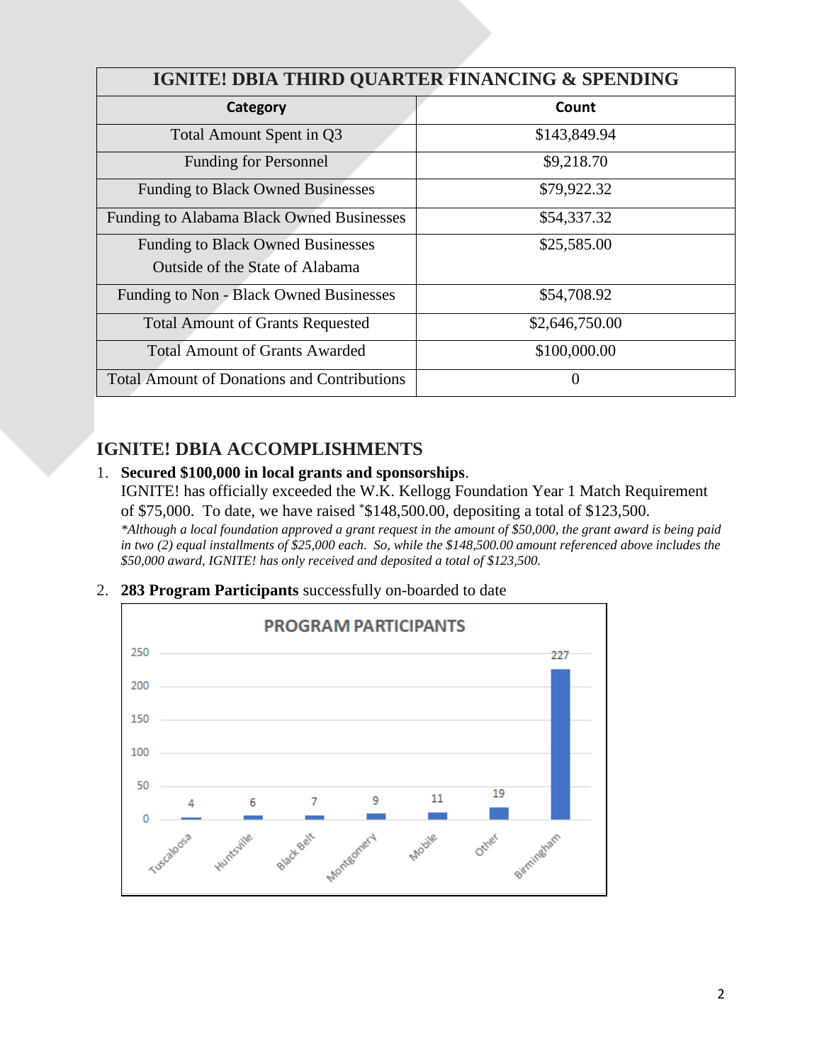| IGNITE! DBIA THIRD QUARTER FINANCING & SPENDING | |
|---|---|
| **Category** | **Count** |
| Total Amount Spent in Q3 | $143,849.94 |
| Funding for Personnel | $9,218.70 |
| Funding to Black Owned Businesses | $79,922.32 |
| Funding to Alabama Black Owned Businesses | $54,337.32 |
| Funding to Black Owned Businesses Outside of the State of Alabama | $25,585.00 |
| Funding to Non - Black Owned Businesses | $54,708.92 |
| Total Amount of Grants Requested | $2,646,750.00 |
| Total Amount of Grants Awarded | $100,000.00 |
| Total Amount of Donations and Contributions | 0 |

## IGNITE! DBIA ACCOMPLISHMENTS

1. **Secured $100,000 in local grants and sponsorships**.
   IGNITE! has officially exceeded the W.K. Kellogg Foundation Year 1 Match Requirement of $75,000. To date, we have raised *$148,500.00, depositing a total of $123,500.
   *\*Although a local foundation approved a grant request in the amount of $50,000, the grant award is being paid in two (2) equal installments of $25,000 each. So, while the $148,500.00 amount referenced above includes the $50,000 award, IGNITE! has only received and deposited a total of $123,500.*

2. **283 Program Participants** successfully on-boarded to date

**PROGRAM PARTICIPANTS**

| Location | Participants |
|---|---|
| Tuscaloosa | 4 |
| Huntsville | 6 |
| Black Belt | 7 |
| Montgomery | 9 |
| Mobile | 11 |
| Other | 19 |
| Birmingham | 227 |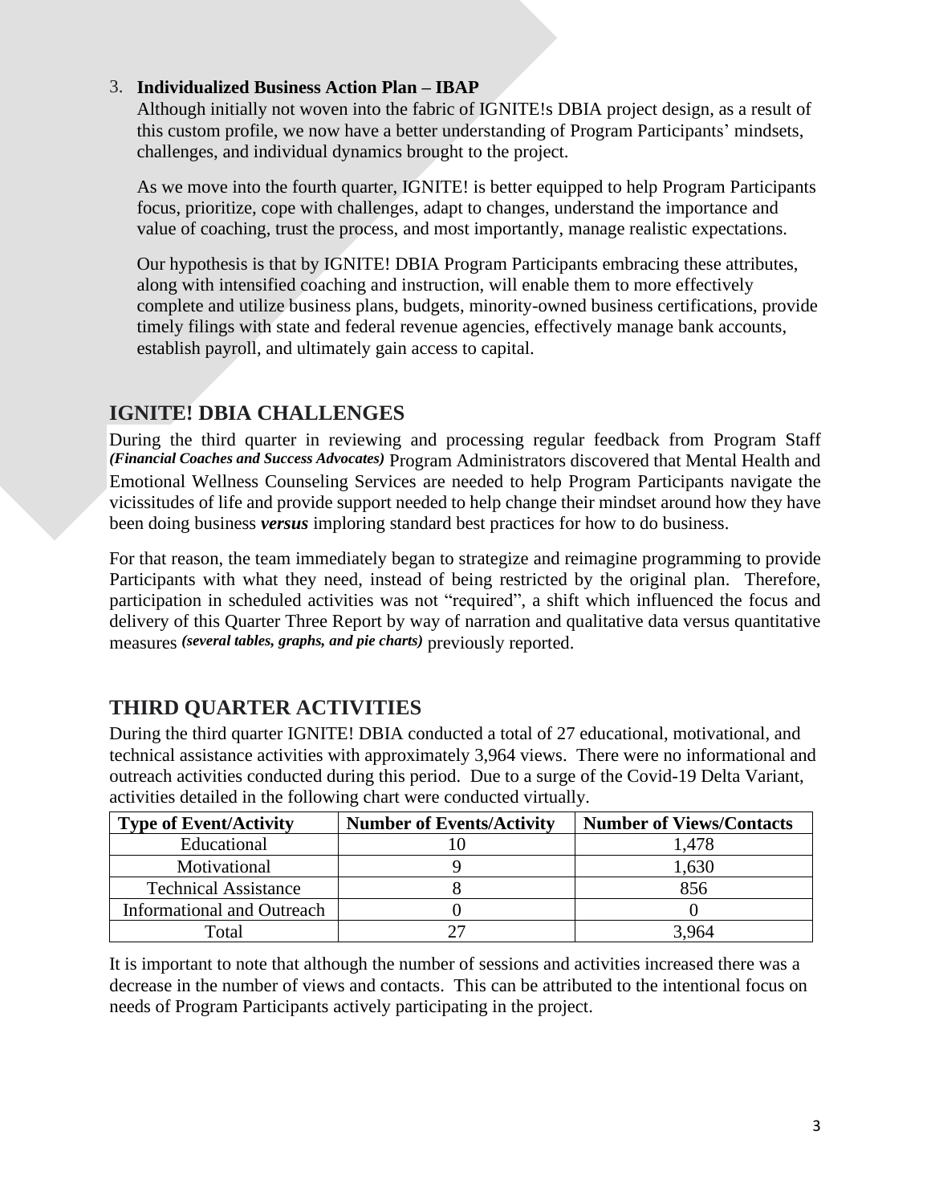3. **Individualized Business Action Plan – IBAP**

   Although initially not woven into the fabric of IGNITE!s DBIA project design, as a result of this custom profile, we now have a better understanding of Program Participants' mindsets, challenges, and individual dynamics brought to the project.

   As we move into the fourth quarter, IGNITE! is better equipped to help Program Participants focus, prioritize, cope with challenges, adapt to changes, understand the importance and value of coaching, trust the process, and most importantly, manage realistic expectations.

   Our hypothesis is that by IGNITE! DBIA Program Participants embracing these attributes, along with intensified coaching and instruction, will enable them to more effectively complete and utilize business plans, budgets, minority-owned business certifications, provide timely filings with state and federal revenue agencies, effectively manage bank accounts, establish payroll, and ultimately gain access to capital.

## IGNITE! DBIA CHALLENGES

During the third quarter in reviewing and processing regular feedback from Program Staff ***(Financial Coaches and Success Advocates)*** Program Administrators discovered that Mental Health and Emotional Wellness Counseling Services are needed to help Program Participants navigate the vicissitudes of life and provide support needed to help change their mindset around how they have been doing business ***versus*** imploring standard best practices for how to do business.

For that reason, the team immediately began to strategize and reimagine programming to provide Participants with what they need, instead of being restricted by the original plan. Therefore, participation in scheduled activities was not "required", a shift which influenced the focus and delivery of this Quarter Three Report by way of narration and qualitative data versus quantitative measures ***(several tables, graphs, and pie charts)*** previously reported.

## THIRD QUARTER ACTIVITIES

During the third quarter IGNITE! DBIA conducted a total of 27 educational, motivational, and technical assistance activities with approximately 3,964 views. There were no informational and outreach activities conducted during this period. Due to a surge of the Covid-19 Delta Variant, activities detailed in the following chart were conducted virtually.

| Type of Event/Activity | Number of Events/Activity | Number of Views/Contacts |
|---|---|---|
| Educational | 10 | 1,478 |
| Motivational | 9 | 1,630 |
| Technical Assistance | 8 | 856 |
| Informational and Outreach | 0 | 0 |
| Total | 27 | 3,964 |

It is important to note that although the number of sessions and activities increased there was a decrease in the number of views and contacts. This can be attributed to the intentional focus on needs of Program Participants actively participating in the project.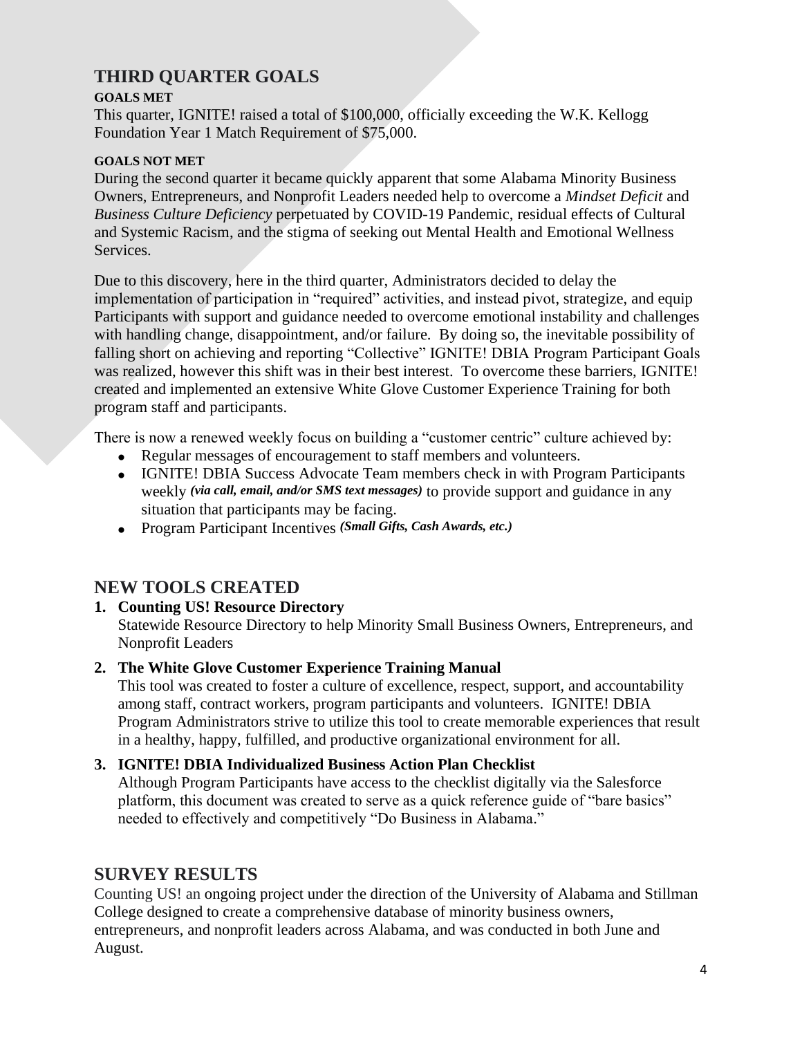## THIRD QUARTER GOALS

**GOALS MET**

This quarter, IGNITE! raised a total of $100,000, officially exceeding the W.K. Kellogg Foundation Year 1 Match Requirement of $75,000.

**GOALS NOT MET**

During the second quarter it became quickly apparent that some Alabama Minority Business Owners, Entrepreneurs, and Nonprofit Leaders needed help to overcome a *Mindset Deficit* and *Business Culture Deficiency* perpetuated by COVID-19 Pandemic, residual effects of Cultural and Systemic Racism, and the stigma of seeking out Mental Health and Emotional Wellness Services.

Due to this discovery, here in the third quarter, Administrators decided to delay the implementation of participation in "required" activities, and instead pivot, strategize, and equip Participants with support and guidance needed to overcome emotional instability and challenges with handling change, disappointment, and/or failure. By doing so, the inevitable possibility of falling short on achieving and reporting "Collective" IGNITE! DBIA Program Participant Goals was realized, however this shift was in their best interest. To overcome these barriers, IGNITE! created and implemented an extensive White Glove Customer Experience Training for both program staff and participants.

There is now a renewed weekly focus on building a "customer centric" culture achieved by:

- Regular messages of encouragement to staff members and volunteers.
- IGNITE! DBIA Success Advocate Team members check in with Program Participants weekly ***(via call, email, and/or SMS text messages)*** to provide support and guidance in any situation that participants may be facing.
- Program Participant Incentives ***(Small Gifts, Cash Awards, etc.)***

## NEW TOOLS CREATED

1. **Counting US! Resource Directory**
   Statewide Resource Directory to help Minority Small Business Owners, Entrepreneurs, and Nonprofit Leaders
2. **The White Glove Customer Experience Training Manual**
   This tool was created to foster a culture of excellence, respect, support, and accountability among staff, contract workers, program participants and volunteers. IGNITE! DBIA Program Administrators strive to utilize this tool to create memorable experiences that result in a healthy, happy, fulfilled, and productive organizational environment for all.
3. **IGNITE! DBIA Individualized Business Action Plan Checklist**
   Although Program Participants have access to the checklist digitally via the Salesforce platform, this document was created to serve as a quick reference guide of "bare basics" needed to effectively and competitively "Do Business in Alabama."

## SURVEY RESULTS

Counting US! an ongoing project under the direction of the University of Alabama and Stillman College designed to create a comprehensive database of minority business owners, entrepreneurs, and nonprofit leaders across Alabama, and was conducted in both June and August.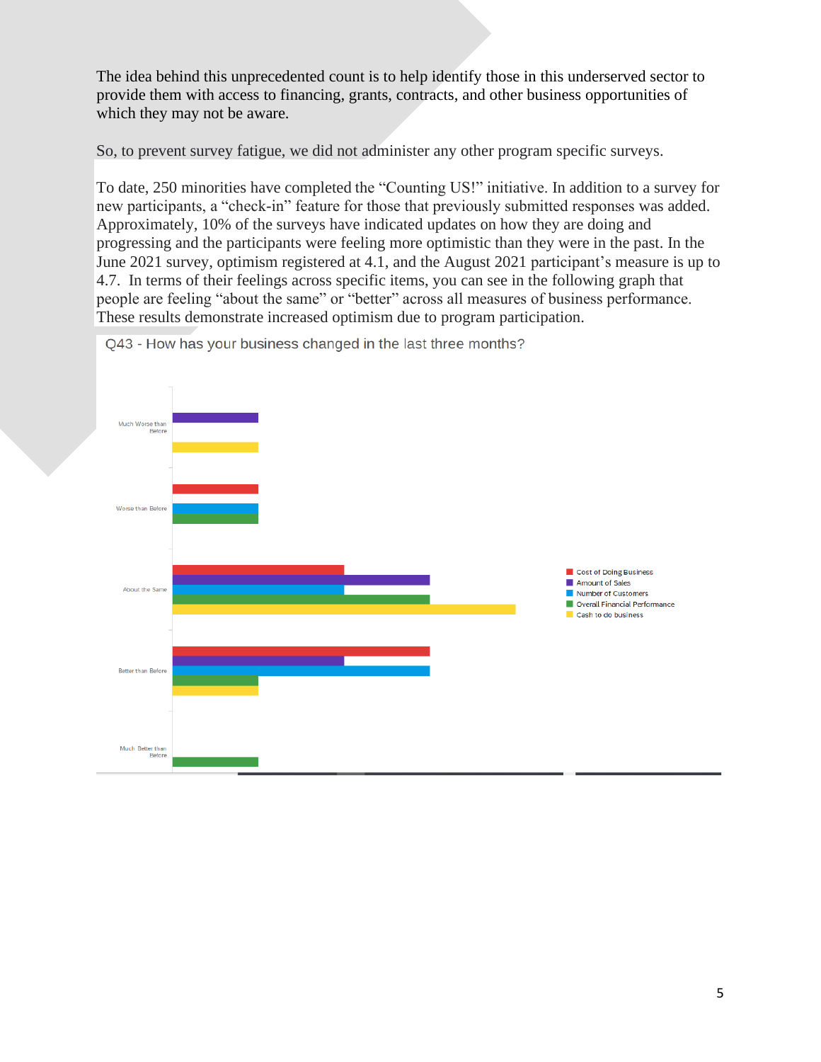The idea behind this unprecedented count is to help identify those in this underserved sector to provide them with access to financing, grants, contracts, and other business opportunities of which they may not be aware.

So, to prevent survey fatigue, we did not administer any other program specific surveys.

To date, 250 minorities have completed the "Counting US!" initiative. In addition to a survey for new participants, a "check-in" feature for those that previously submitted responses was added. Approximately, 10% of the surveys have indicated updates on how they are doing and progressing and the participants were feeling more optimistic than they were in the past. In the June 2021 survey, optimism registered at 4.1, and the August 2021 participant's measure is up to 4.7. In terms of their feelings across specific items, you can see in the following graph that people are feeling "about the same" or "better" across all measures of business performance. These results demonstrate increased optimism due to program participation.

Q43 - How has your business changed in the last three months?

Much Worse than Before

Worse than Before

About the Same

Better than Before

Much Better than Before

- Cost of Doing Business
- Amount of Sales
- Number of Customers
- Overall Financial Performance
- Cash to do business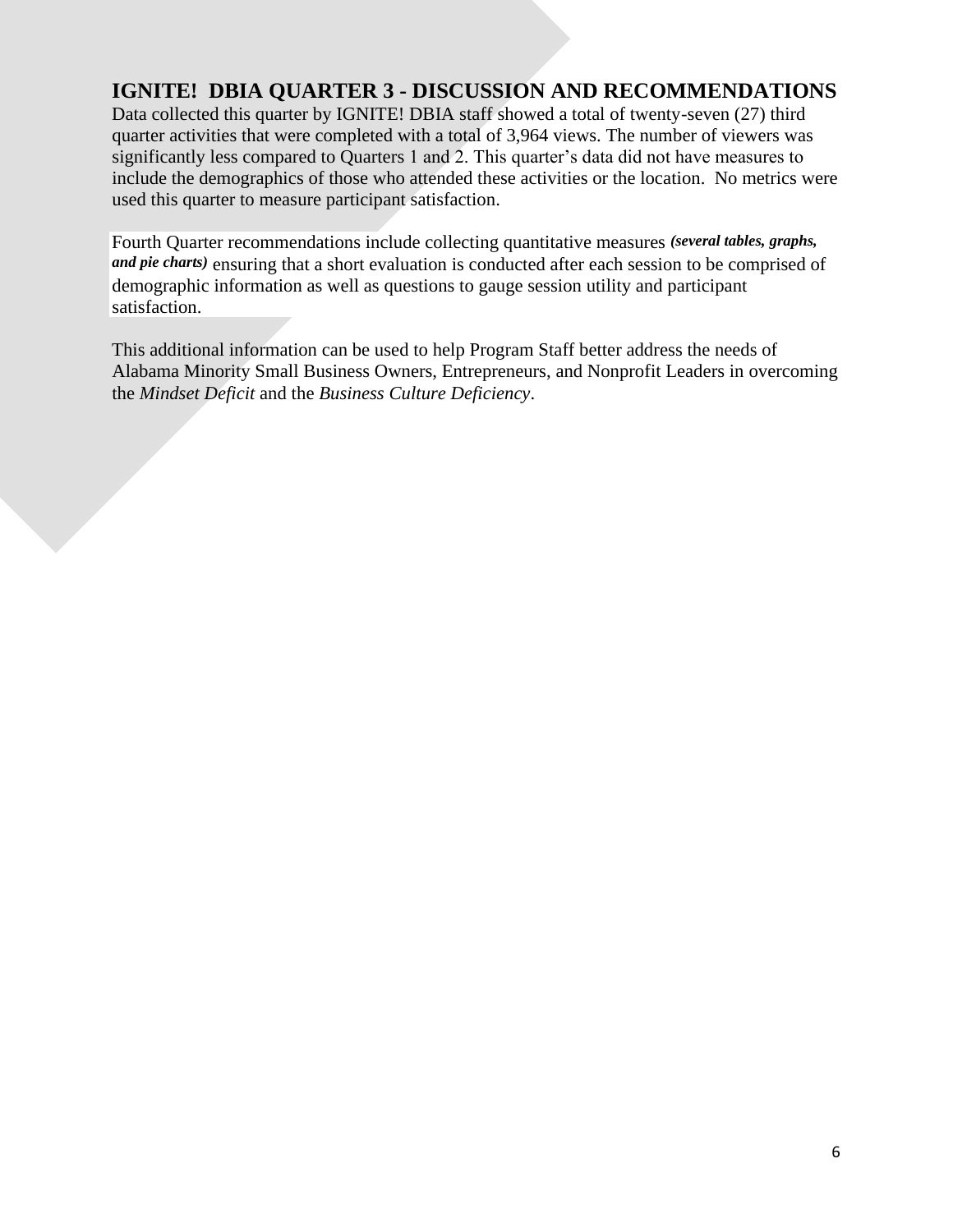# IGNITE! DBIA QUARTER 3 - DISCUSSION AND RECOMMENDATIONS

Data collected this quarter by IGNITE! DBIA staff showed a total of twenty-seven (27) third quarter activities that were completed with a total of 3,964 views. The number of viewers was significantly less compared to Quarters 1 and 2. This quarter's data did not have measures to include the demographics of those who attended these activities or the location. No metrics were used this quarter to measure participant satisfaction.

Fourth Quarter recommendations include collecting quantitative measures ***(several tables, graphs, and pie charts)*** ensuring that a short evaluation is conducted after each session to be comprised of demographic information as well as questions to gauge session utility and participant satisfaction.

This additional information can be used to help Program Staff better address the needs of Alabama Minority Small Business Owners, Entrepreneurs, and Nonprofit Leaders in overcoming the *Mindset Deficit* and the *Business Culture Deficiency*.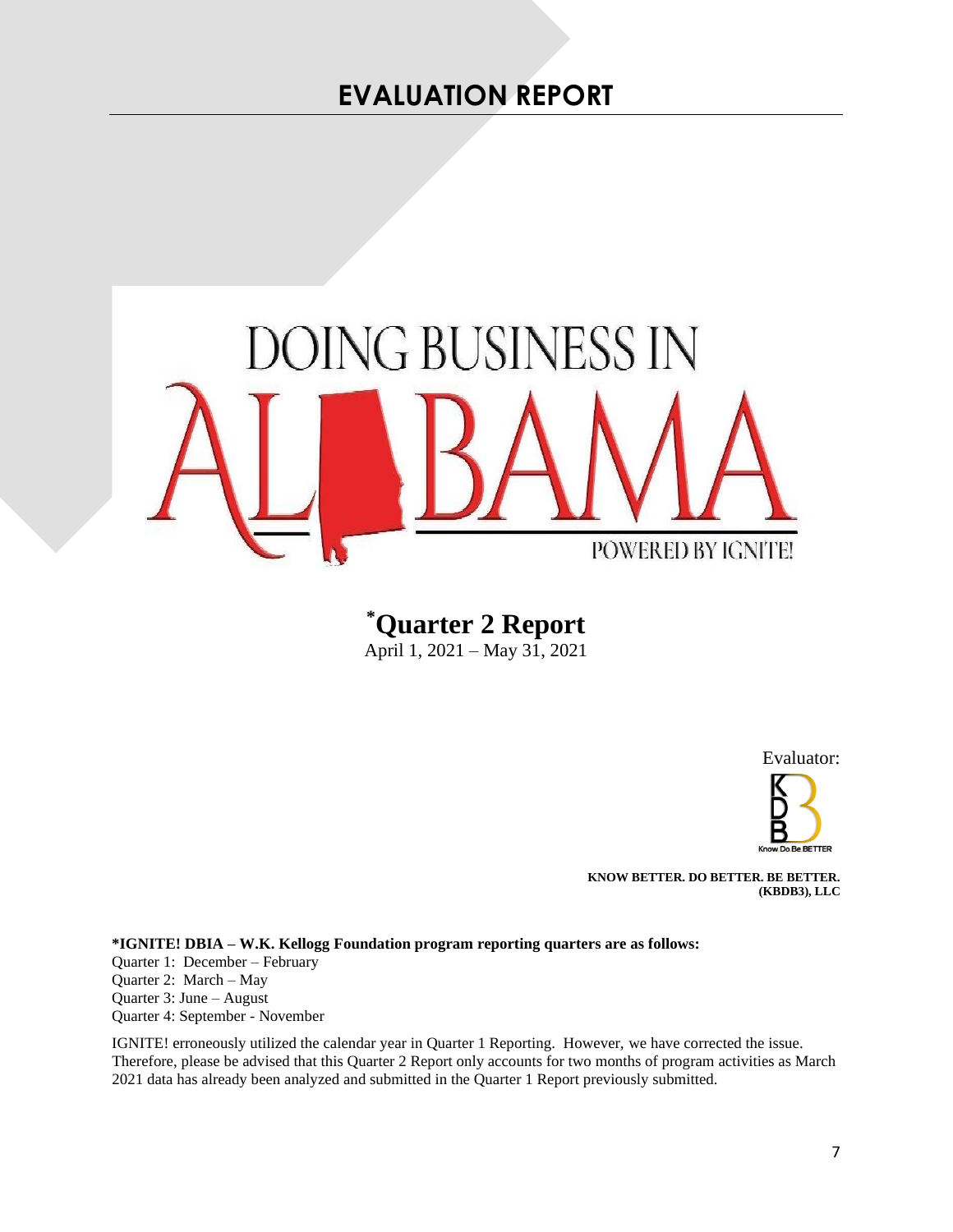# EVALUATION REPORT

DOING BUSINESS IN ALABAMA

POWERED BY IGNITE!

## *Quarter 2 Report

April 1, 2021 – May 31, 2021

Evaluator:

Know Do Be BETTER

**KNOW BETTER. DO BETTER. BE BETTER. (KBDB3), LLC**

**\*IGNITE! DBIA – W.K. Kellogg Foundation program reporting quarters are as follows:**

Quarter 1: December – February
Quarter 2: March – May
Quarter 3: June – August
Quarter 4: September - November

IGNITE! erroneously utilized the calendar year in Quarter 1 Reporting. However, we have corrected the issue. Therefore, please be advised that this Quarter 2 Report only accounts for two months of program activities as March 2021 data has already been analyzed and submitted in the Quarter 1 Report previously submitted.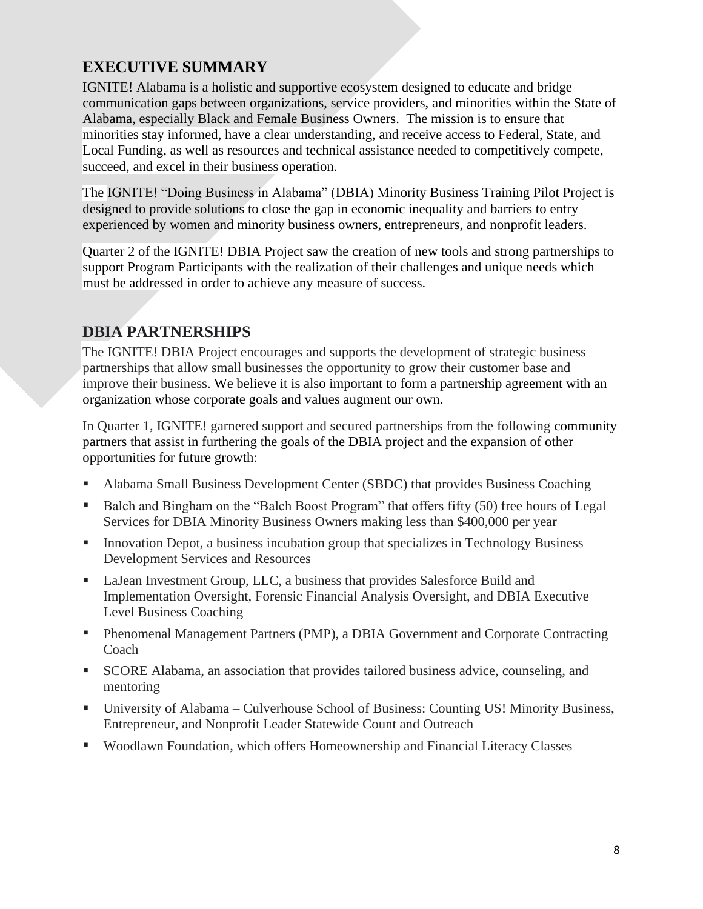## EXECUTIVE SUMMARY

IGNITE! Alabama is a holistic and supportive ecosystem designed to educate and bridge communication gaps between organizations, service providers, and minorities within the State of Alabama, especially Black and Female Business Owners. The mission is to ensure that minorities stay informed, have a clear understanding, and receive access to Federal, State, and Local Funding, as well as resources and technical assistance needed to competitively compete, succeed, and excel in their business operation.

The IGNITE! "Doing Business in Alabama" (DBIA) Minority Business Training Pilot Project is designed to provide solutions to close the gap in economic inequality and barriers to entry experienced by women and minority business owners, entrepreneurs, and nonprofit leaders.

Quarter 2 of the IGNITE! DBIA Project saw the creation of new tools and strong partnerships to support Program Participants with the realization of their challenges and unique needs which must be addressed in order to achieve any measure of success.

## DBIA PARTNERSHIPS

The IGNITE! DBIA Project encourages and supports the development of strategic business partnerships that allow small businesses the opportunity to grow their customer base and improve their business. We believe it is also important to form a partnership agreement with an organization whose corporate goals and values augment our own.

In Quarter 1, IGNITE! garnered support and secured partnerships from the following community partners that assist in furthering the goals of the DBIA project and the expansion of other opportunities for future growth:

- Alabama Small Business Development Center (SBDC) that provides Business Coaching
- Balch and Bingham on the "Balch Boost Program" that offers fifty (50) free hours of Legal Services for DBIA Minority Business Owners making less than $400,000 per year
- Innovation Depot, a business incubation group that specializes in Technology Business Development Services and Resources
- LaJean Investment Group, LLC, a business that provides Salesforce Build and Implementation Oversight, Forensic Financial Analysis Oversight, and DBIA Executive Level Business Coaching
- Phenomenal Management Partners (PMP), a DBIA Government and Corporate Contracting Coach
- SCORE Alabama, an association that provides tailored business advice, counseling, and mentoring
- University of Alabama – Culverhouse School of Business: Counting US! Minority Business, Entrepreneur, and Nonprofit Leader Statewide Count and Outreach
- Woodlawn Foundation, which offers Homeownership and Financial Literacy Classes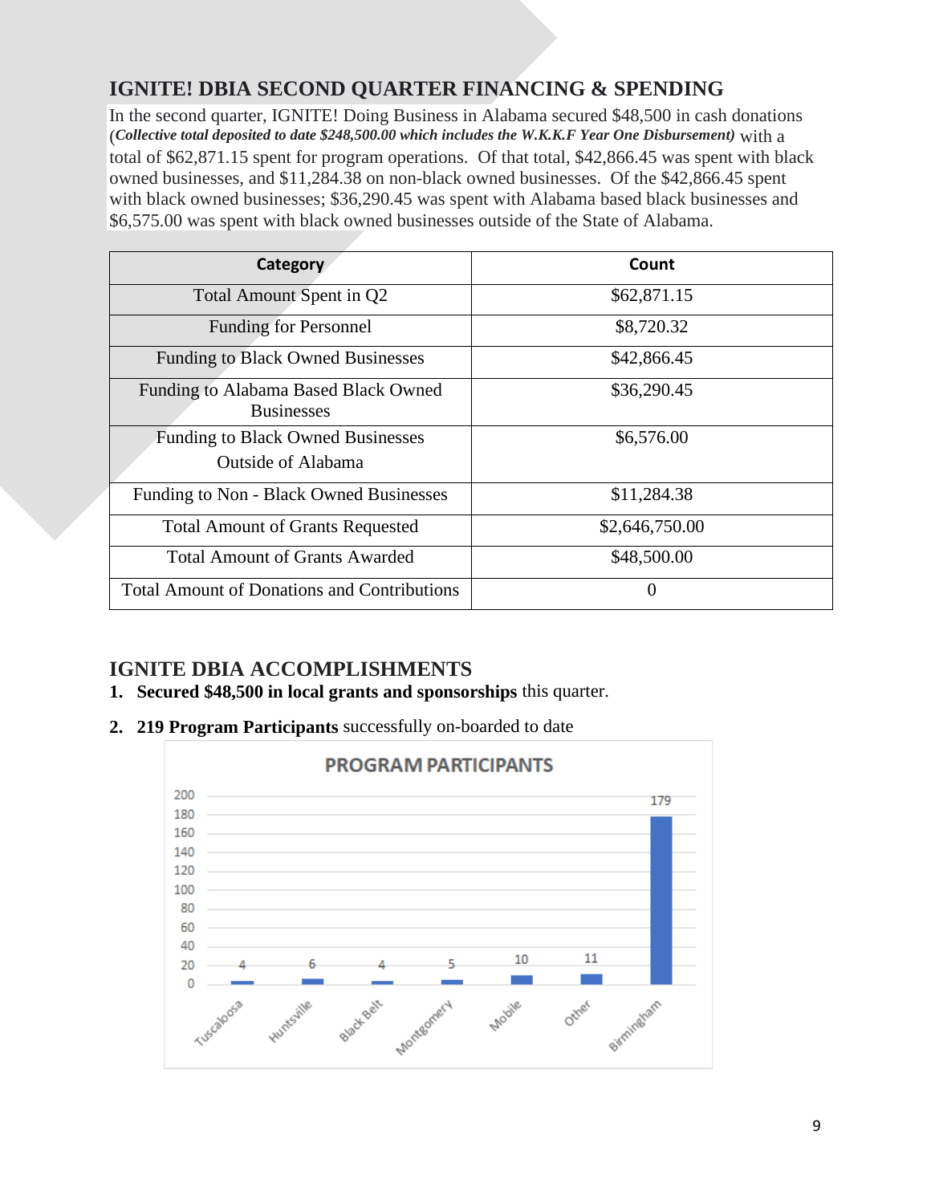## IGNITE! DBIA SECOND QUARTER FINANCING & SPENDING

In the second quarter, IGNITE! Doing Business in Alabama secured $48,500 in cash donations (***Collective total deposited to date $248,500.00 which includes the W.K.K.F Year One Disbursement)*** with a total of $62,871.15 spent for program operations. Of that total, $42,866.45 was spent with black owned businesses, and $11,284.38 on non-black owned businesses. Of the $42,866.45 spent with black owned businesses; $36,290.45 was spent with Alabama based black businesses and $6,575.00 was spent with black owned businesses outside of the State of Alabama.

| Category | Count |
|---|---|
| Total Amount Spent in Q2 | $62,871.15 |
| Funding for Personnel | $8,720.32 |
| Funding to Black Owned Businesses | $42,866.45 |
| Funding to Alabama Based Black Owned Businesses | $36,290.45 |
| Funding to Black Owned Businesses Outside of Alabama | $6,576.00 |
| Funding to Non - Black Owned Businesses | $11,284.38 |
| Total Amount of Grants Requested | $2,646,750.00 |
| Total Amount of Grants Awarded | $48,500.00 |
| Total Amount of Donations and Contributions | 0 |

## IGNITE DBIA ACCOMPLISHMENTS

1. **Secured $48,500 in local grants and sponsorships** this quarter.
2. **219 Program Participants** successfully on-boarded to date

**PROGRAM PARTICIPANTS**

| Location | Participants |
|---|---|
| Tuscaloosa | 4 |
| Huntsville | 6 |
| Black Belt | 4 |
| Montgomery | 5 |
| Mobile | 10 |
| Other | 11 |
| Birmingham | 179 |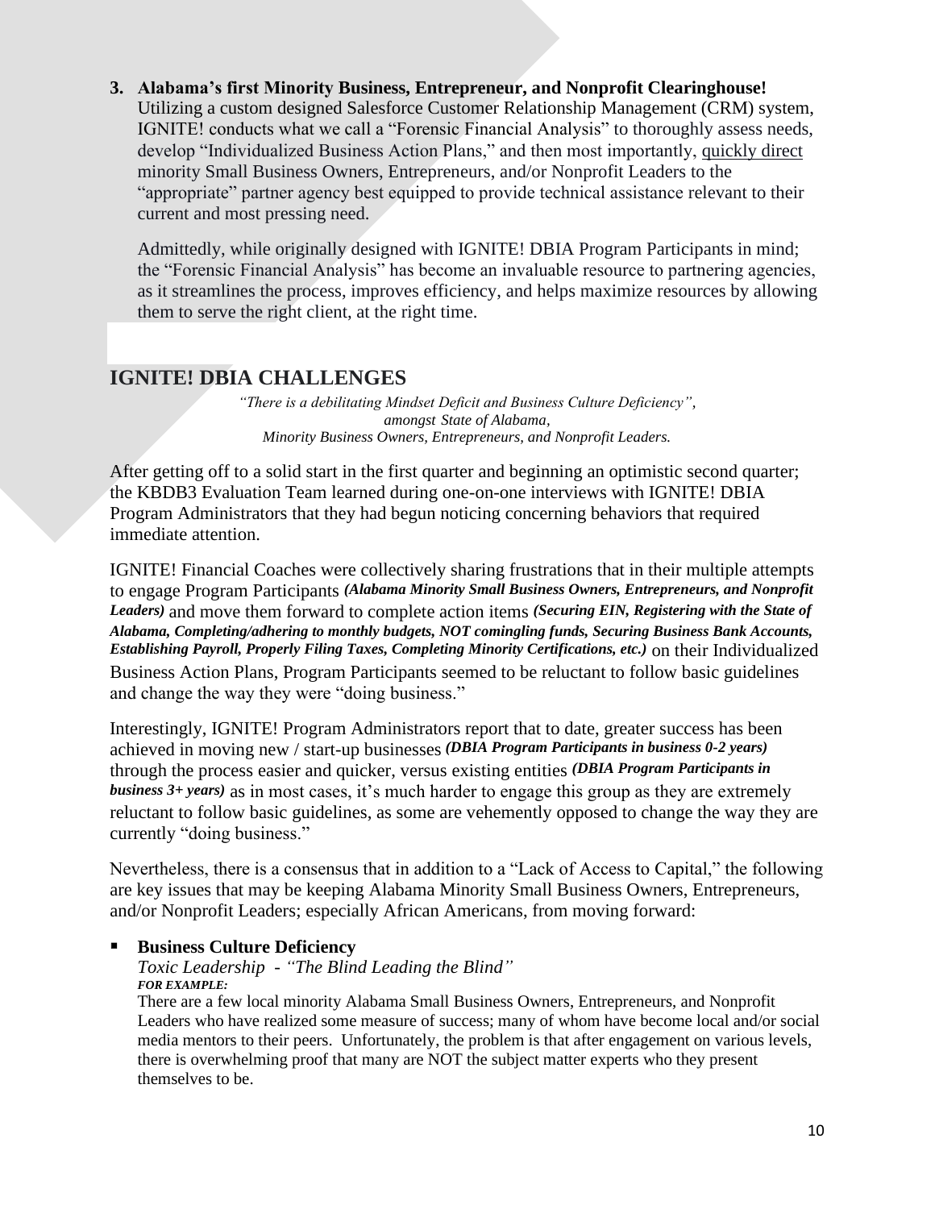3. **Alabama's first Minority Business, Entrepreneur, and Nonprofit Clearinghouse!**
   Utilizing a custom designed Salesforce Customer Relationship Management (CRM) system, IGNITE! conducts what we call a "Forensic Financial Analysis" to thoroughly assess needs, develop "Individualized Business Action Plans," and then most importantly, quickly direct minority Small Business Owners, Entrepreneurs, and/or Nonprofit Leaders to the "appropriate" partner agency best equipped to provide technical assistance relevant to their current and most pressing need.

   Admittedly, while originally designed with IGNITE! DBIA Program Participants in mind; the "Forensic Financial Analysis" has become an invaluable resource to partnering agencies, as it streamlines the process, improves efficiency, and helps maximize resources by allowing them to serve the right client, at the right time.

## IGNITE! DBIA CHALLENGES

*"There is a debilitating Mindset Deficit and Business Culture Deficiency", amongst State of Alabama, Minority Business Owners, Entrepreneurs, and Nonprofit Leaders.*

After getting off to a solid start in the first quarter and beginning an optimistic second quarter; the KBDB3 Evaluation Team learned during one-on-one interviews with IGNITE! DBIA Program Administrators that they had begun noticing concerning behaviors that required immediate attention.

IGNITE! Financial Coaches were collectively sharing frustrations that in their multiple attempts to engage Program Participants ***(Alabama Minority Small Business Owners, Entrepreneurs, and Nonprofit Leaders)*** and move them forward to complete action items ***(Securing EIN, Registering with the State of Alabama, Completing/adhering to monthly budgets, NOT comingling funds, Securing Business Bank Accounts, Establishing Payroll, Properly Filing Taxes, Completing Minority Certifications, etc.)*** on their Individualized Business Action Plans, Program Participants seemed to be reluctant to follow basic guidelines and change the way they were "doing business."

Interestingly, IGNITE! Program Administrators report that to date, greater success has been achieved in moving new / start-up businesses ***(DBIA Program Participants in business 0-2 years)*** through the process easier and quicker, versus existing entities ***(DBIA Program Participants in business 3+ years)*** as in most cases, it's much harder to engage this group as they are extremely reluctant to follow basic guidelines, as some are vehemently opposed to change the way they are currently "doing business."

Nevertheless, there is a consensus that in addition to a "Lack of Access to Capital," the following are key issues that may be keeping Alabama Minority Small Business Owners, Entrepreneurs, and/or Nonprofit Leaders; especially African Americans, from moving forward:

- **Business Culture Deficiency**
  *Toxic Leadership - "The Blind Leading the Blind"*
  ***FOR EXAMPLE:***
  There are a few local minority Alabama Small Business Owners, Entrepreneurs, and Nonprofit Leaders who have realized some measure of success; many of whom have become local and/or social media mentors to their peers. Unfortunately, the problem is that after engagement on various levels, there is overwhelming proof that many are NOT the subject matter experts who they present themselves to be.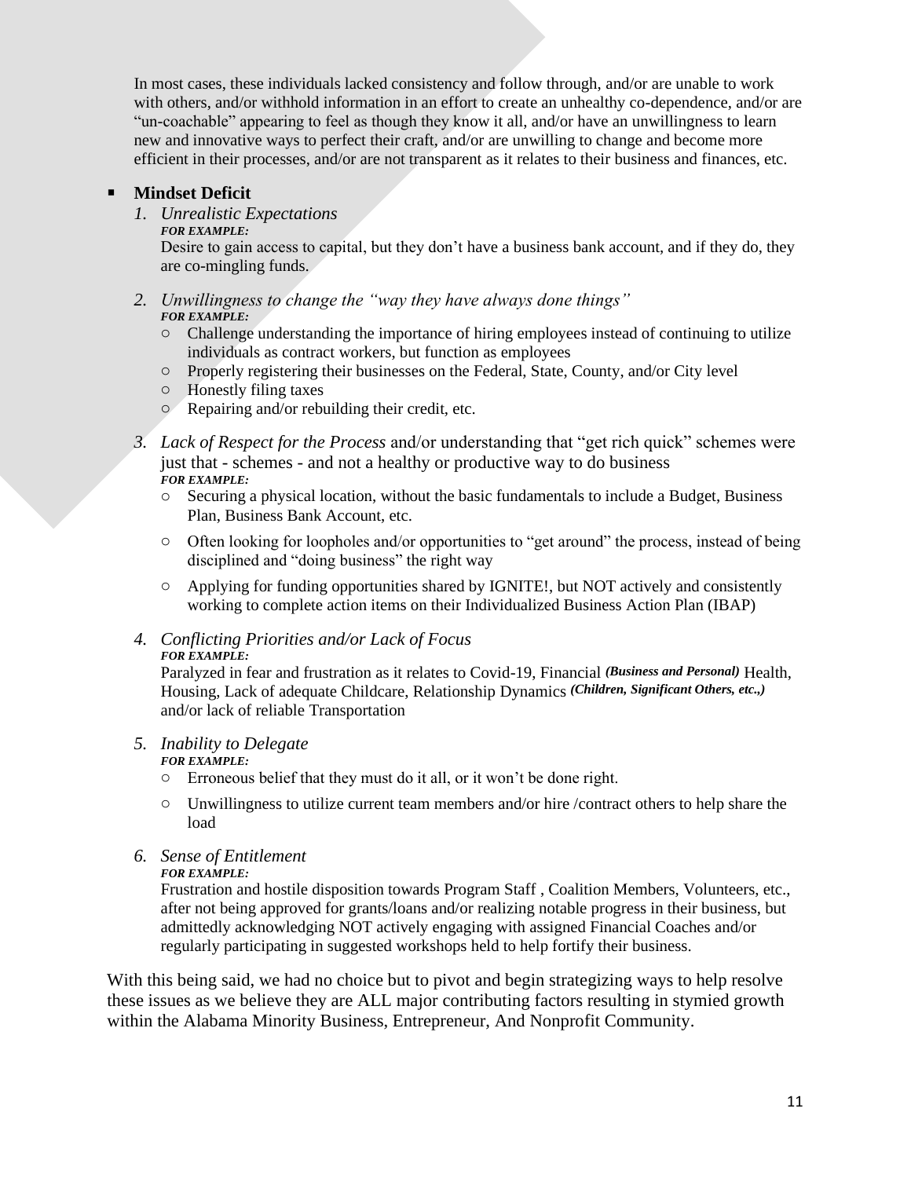In most cases, these individuals lacked consistency and follow through, and/or are unable to work with others, and/or withhold information in an effort to create an unhealthy co-dependence, and/or are "un-coachable" appearing to feel as though they know it all, and/or have an unwillingness to learn new and innovative ways to perfect their craft, and/or are unwilling to change and become more efficient in their processes, and/or are not transparent as it relates to their business and finances, etc.

- **Mindset Deficit**

  1. *Unrealistic Expectations*
     ***FOR EXAMPLE:***
     Desire to gain access to capital, but they don't have a business bank account, and if they do, they are co-mingling funds.

  2. *Unwillingness to change the "way they have always done things"*
     ***FOR EXAMPLE:***
     - Challenge understanding the importance of hiring employees instead of continuing to utilize individuals as contract workers, but function as employees
     - Properly registering their businesses on the Federal, State, County, and/or City level
     - Honestly filing taxes
     - Repairing and/or rebuilding their credit, etc.

  3. *Lack of Respect for the Process* and/or understanding that "get rich quick" schemes were just that - schemes - and not a healthy or productive way to do business
     ***FOR EXAMPLE:***
     - Securing a physical location, without the basic fundamentals to include a Budget, Business Plan, Business Bank Account, etc.
     - Often looking for loopholes and/or opportunities to "get around" the process, instead of being disciplined and "doing business" the right way
     - Applying for funding opportunities shared by IGNITE!, but NOT actively and consistently working to complete action items on their Individualized Business Action Plan (IBAP)

  4. *Conflicting Priorities and/or Lack of Focus*
     ***FOR EXAMPLE:***
     Paralyzed in fear and frustration as it relates to Covid-19, Financial ***(Business and Personal)*** Health, Housing, Lack of adequate Childcare, Relationship Dynamics ***(Children, Significant Others, etc.,)*** and/or lack of reliable Transportation

  5. *Inability to Delegate*
     ***FOR EXAMPLE:***
     - Erroneous belief that they must do it all, or it won't be done right.
     - Unwillingness to utilize current team members and/or hire /contract others to help share the load

  6. *Sense of Entitlement*
     ***FOR EXAMPLE:***
     Frustration and hostile disposition towards Program Staff , Coalition Members, Volunteers, etc., after not being approved for grants/loans and/or realizing notable progress in their business, but admittedly acknowledging NOT actively engaging with assigned Financial Coaches and/or regularly participating in suggested workshops held to help fortify their business.

With this being said, we had no choice but to pivot and begin strategizing ways to help resolve these issues as we believe they are ALL major contributing factors resulting in stymied growth within the Alabama Minority Business, Entrepreneur, And Nonprofit Community.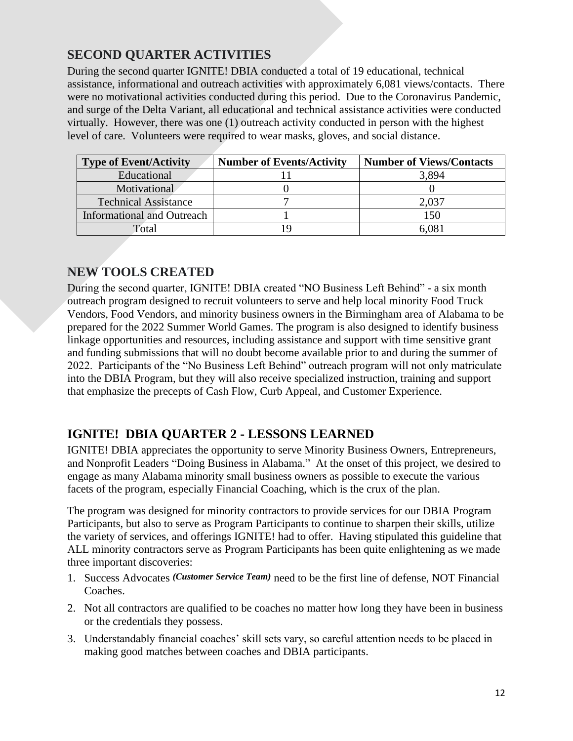## SECOND QUARTER ACTIVITIES

During the second quarter IGNITE! DBIA conducted a total of 19 educational, technical assistance, informational and outreach activities with approximately 6,081 views/contacts. There were no motivational activities conducted during this period. Due to the Coronavirus Pandemic, and surge of the Delta Variant, all educational and technical assistance activities were conducted virtually. However, there was one (1) outreach activity conducted in person with the highest level of care. Volunteers were required to wear masks, gloves, and social distance.

| Type of Event/Activity | Number of Events/Activity | Number of Views/Contacts |
|---|---|---|
| Educational | 11 | 3,894 |
| Motivational | 0 | 0 |
| Technical Assistance | 7 | 2,037 |
| Informational and Outreach | 1 | 150 |
| Total | 19 | 6,081 |

## NEW TOOLS CREATED

During the second quarter, IGNITE! DBIA created "NO Business Left Behind" - a six month outreach program designed to recruit volunteers to serve and help local minority Food Truck Vendors, Food Vendors, and minority business owners in the Birmingham area of Alabama to be prepared for the 2022 Summer World Games. The program is also designed to identify business linkage opportunities and resources, including assistance and support with time sensitive grant and funding submissions that will no doubt become available prior to and during the summer of 2022. Participants of the "No Business Left Behind" outreach program will not only matriculate into the DBIA Program, but they will also receive specialized instruction, training and support that emphasize the precepts of Cash Flow, Curb Appeal, and Customer Experience.

## IGNITE! DBIA QUARTER 2 - LESSONS LEARNED

IGNITE! DBIA appreciates the opportunity to serve Minority Business Owners, Entrepreneurs, and Nonprofit Leaders "Doing Business in Alabama." At the onset of this project, we desired to engage as many Alabama minority small business owners as possible to execute the various facets of the program, especially Financial Coaching, which is the crux of the plan.

The program was designed for minority contractors to provide services for our DBIA Program Participants, but also to serve as Program Participants to continue to sharpen their skills, utilize the variety of services, and offerings IGNITE! had to offer. Having stipulated this guideline that ALL minority contractors serve as Program Participants has been quite enlightening as we made three important discoveries:

1. Success Advocates ***(Customer Service Team)*** need to be the first line of defense, NOT Financial Coaches.
2. Not all contractors are qualified to be coaches no matter how long they have been in business or the credentials they possess.
3. Understandably financial coaches' skill sets vary, so careful attention needs to be placed in making good matches between coaches and DBIA participants.